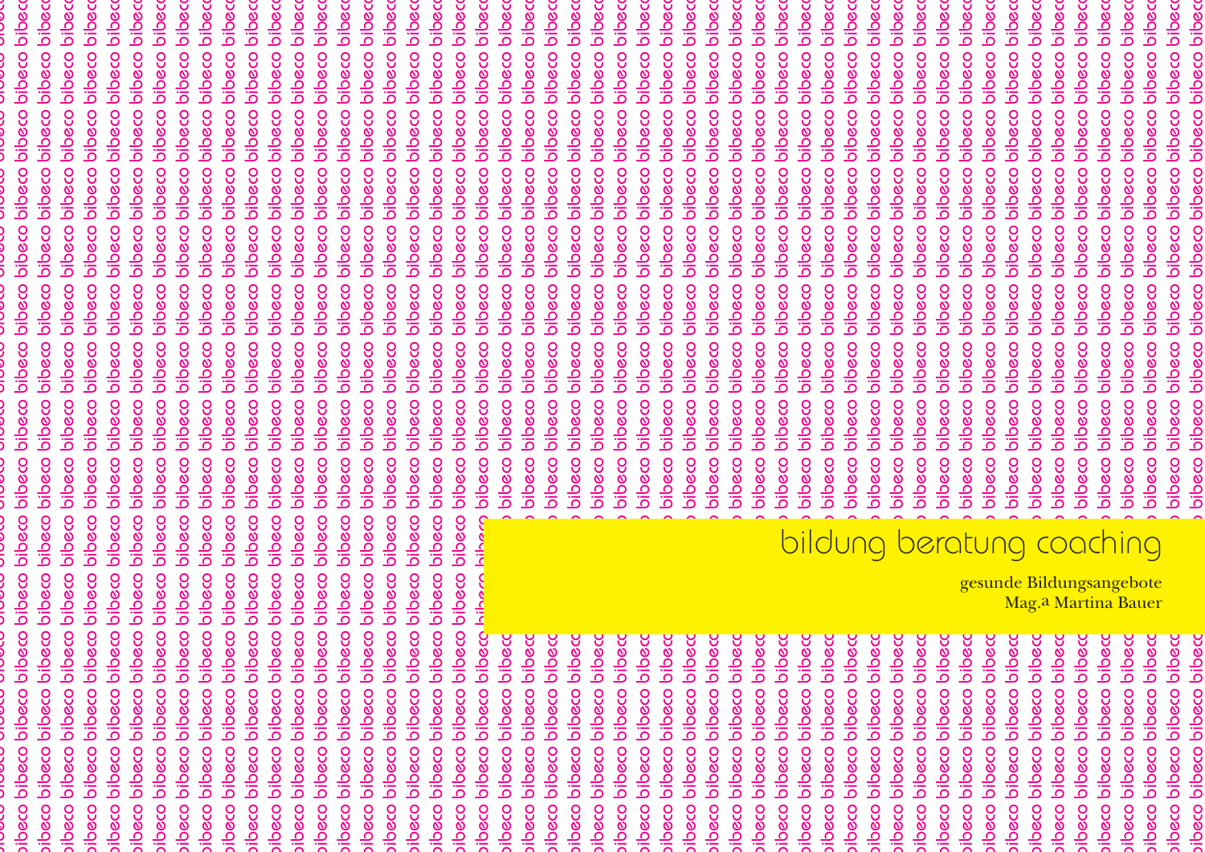# bildung beratung coaching

gesunde Bildungsangebote
Mag.a Martina Bauer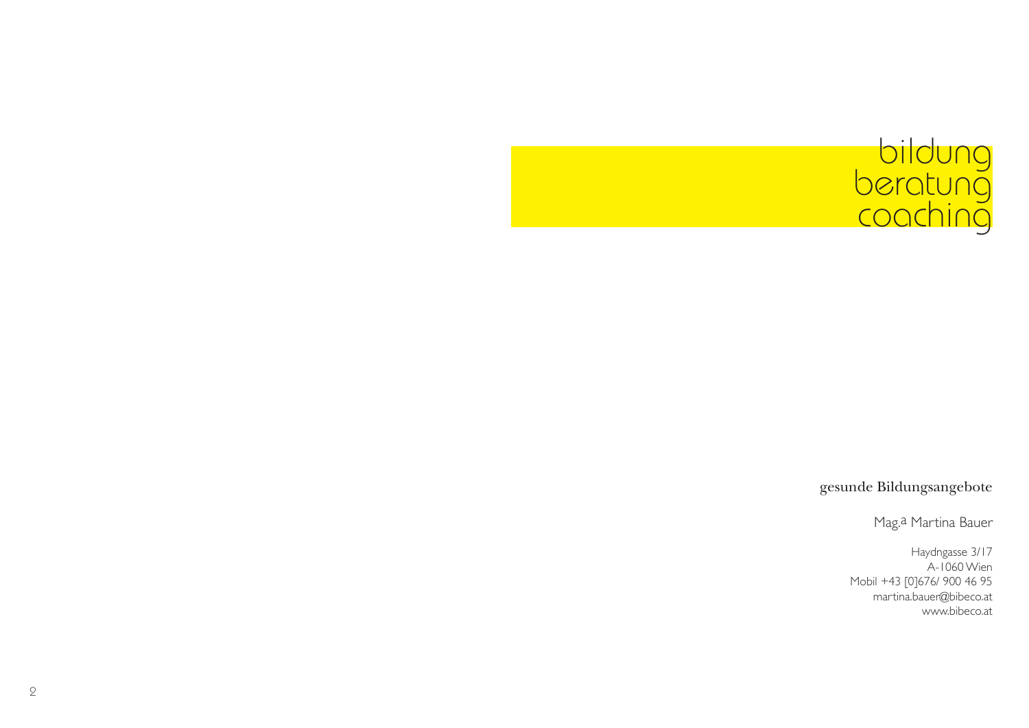bildung
beratung
coaching

gesunde Bildungsangebote

Mag.a Martina Bauer

Haydngasse 3/17
A-1060 Wien
Mobil +43 [0]676/ 900 46 95
martina.bauer@bibeco.at
www.bibeco.at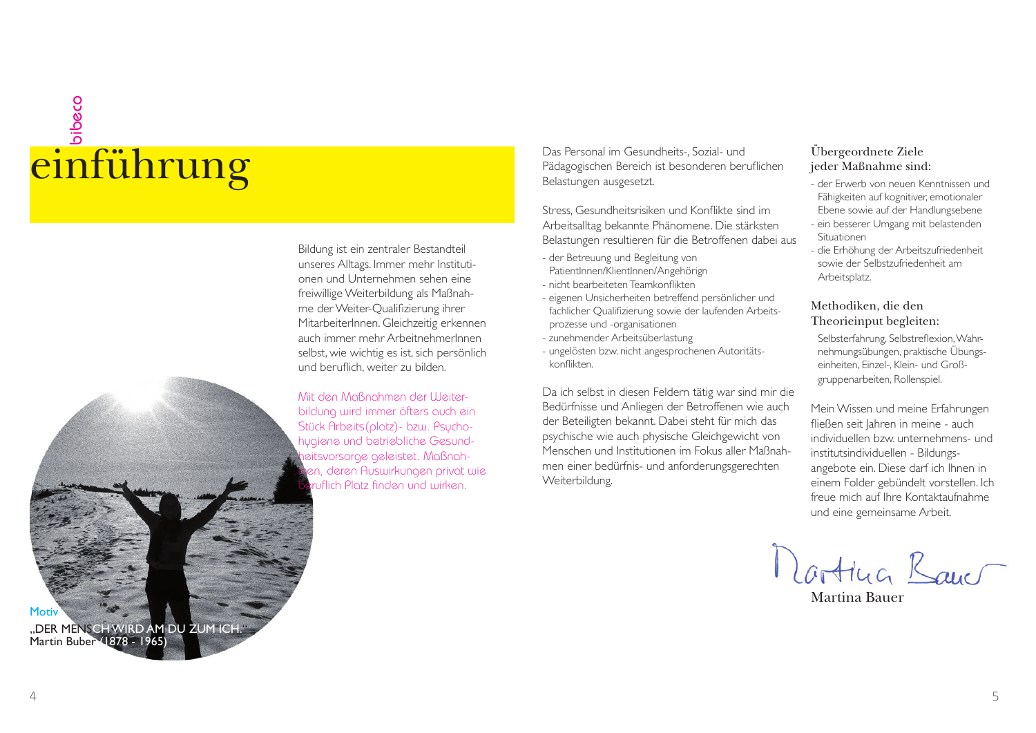bibeco

# einführung

Bildung ist ein zentraler Bestandteil unseres Alltags. Immer mehr Institutionen und Unternehmen sehen eine freiwillige Weiterbildung als Maßnahme der Weiter-Qualifizierung ihrer MitarbeiterInnen. Gleichzeitig erkennen auch immer mehr ArbeitnehmerInnen selbst, wie wichtig es ist, sich persönlich und beruflich, weiter zu bilden.

*Mit den Maßnahmen der Weiterbildung wird immer öfters auch ein Stück Arbeits(platz)- bzw. Psychohygiene und betriebliche Gesundheitsvorsorge geleistet. Maßnahmen, deren Auswirkungen privat wie beruflich Platz finden und wirken.*

Motiv
„DER MENSCH WIRD AM DU ZUM ICH."
Martin Buber (1878 - 1965)

Das Personal im Gesundheits-, Sozial- und Pädagogischen Bereich ist besonderen beruflichen Belastungen ausgesetzt.

Stress, Gesundheitsrisiken und Konflikte sind im Arbeitsalltag bekannte Phänomene. Die stärksten Belastungen resultieren für die Betroffenen dabei aus

- der Betreuung und Begleitung von PatientInnen/KlientInnen/Angehörign
- nicht bearbeiteten Teamkonflikten
- eigenen Unsicherheiten betreffend persönlicher und fachlicher Qualifizierung sowie der laufenden Arbeitsprozesse und -organisationen
- zunehmender Arbeitsüberlastung
- ungelösten bzw. nicht angesprochenen Autoritätskonflikten.

Da ich selbst in diesen Feldern tätig war sind mir die Bedürfnisse und Anliegen der Betroffenen wie auch der Beteiligten bekannt. Dabei steht für mich das psychische wie auch physische Gleichgewicht von Menschen und Institutionen im Fokus aller Maßnahmen einer bedürfnis- und anforderungsgerechten Weiterbildung.

### Übergeordnete Ziele jeder Maßnahme sind:

- der Erwerb von neuen Kenntnissen und Fähigkeiten auf kognitiver, emotionaler Ebene sowie auf der Handlungsebene
- ein besserer Umgang mit belastenden Situationen
- die Erhöhung der Arbeitszufriedenheit sowie der Selbstzufriedenheit am Arbeitsplatz.

### Methodiken, die den Theorieinput begleiten:

Selbsterfahrung, Selbstreflexion, Wahrnehmungsübungen, praktische Übungseinheiten, Einzel-, Klein- und Großgruppenarbeiten, Rollenspiel.

Mein Wissen und meine Erfahrungen fließen seit Jahren in meine - auch individuellen bzw. unternehmens- und institutsindividuellen - Bildungsangebote ein. Diese darf ich Ihnen in einem Folder gebündelt vorstellen. Ich freue mich auf Ihre Kontaktaufnahme und eine gemeinsame Arbeit.

Martina Bauer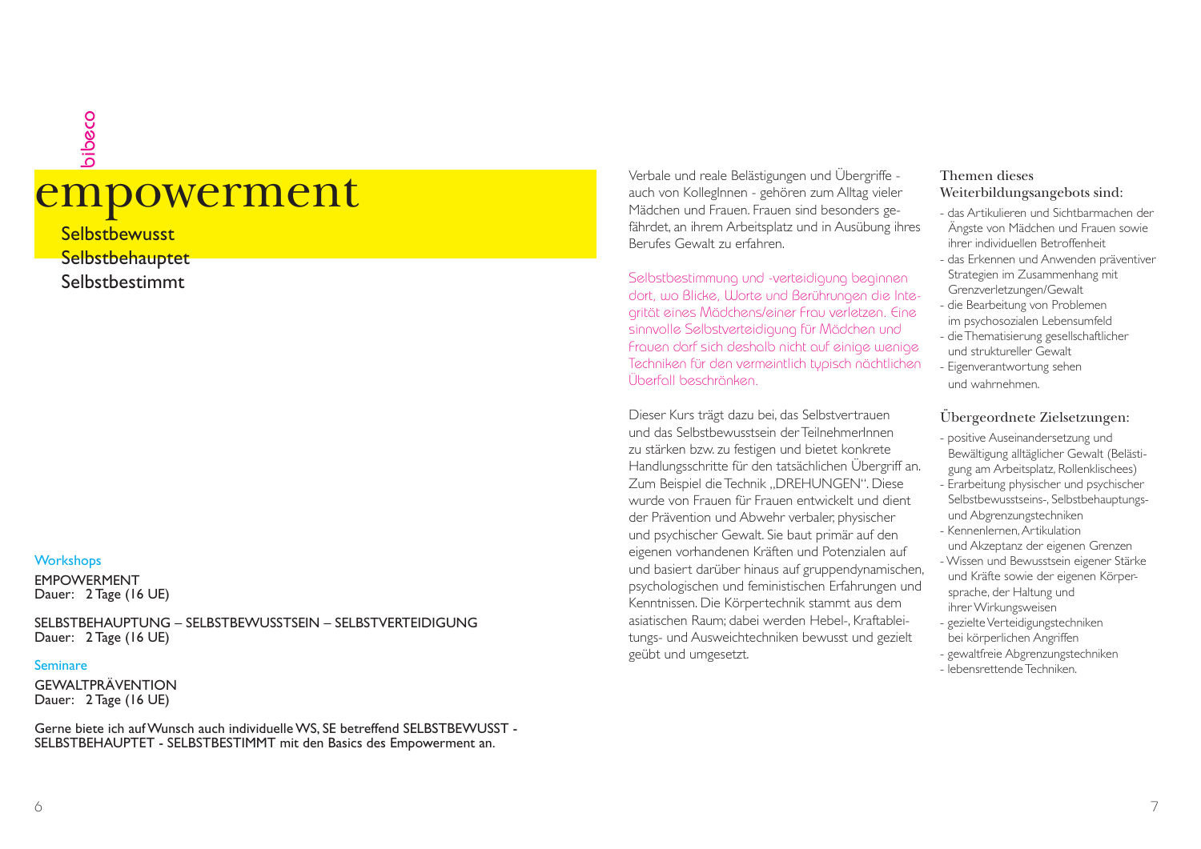bibeco

# empowerment

Selbstbewusst
Selbstbehauptet
Selbstbestimmt

### Workshops

EMPOWERMENT
Dauer: 2 Tage (16 UE)

SELBSTBEHAUPTUNG – SELBSTBEWUSSTSEIN – SELBSTVERTEIDIGUNG
Dauer: 2 Tage (16 UE)

### Seminare

GEWALTPRÄVENTION
Dauer: 2 Tage (16 UE)

Gerne biete ich auf Wunsch auch individuelle WS, SE betreffend SELBSTBEWUSST - SELBSTBEHAUPTET - SELBSTBESTIMMT mit den Basics des Empowerment an.

Verbale und reale Belästigungen und Übergriffe - auch von KollegInnen - gehören zum Alltag vieler Mädchen und Frauen. Frauen sind besonders gefährdet, an ihrem Arbeitsplatz und in Ausübung ihres Berufes Gewalt zu erfahren.

*Selbstbestimmung und -verteidigung beginnen dort, wo Blicke, Worte und Berührungen die Integrität eines Mädchens/einer Frau verletzen. Eine sinnvolle Selbstverteidigung für Mädchen und Frauen darf sich deshalb nicht auf einige wenige Techniken für den vermeintlich typisch nächtlichen Überfall beschränken.*

Dieser Kurs trägt dazu bei, das Selbstvertrauen und das Selbstbewusstsein der TeilnehmerInnen zu stärken bzw. zu festigen und bietet konkrete Handlungsschritte für den tatsächlichen Übergriff an. Zum Beispiel die Technik „DREHUNGEN". Diese wurde von Frauen für Frauen entwickelt und dient der Prävention und Abwehr verbaler, physischer und psychischer Gewalt. Sie baut primär auf den eigenen vorhandenen Kräften und Potenzialen auf und basiert darüber hinaus auf gruppendynamischen, psychologischen und feministischen Erfahrungen und Kenntnissen. Die Körpertechnik stammt aus dem asiatischen Raum; dabei werden Hebel-, Kraftableitungs- und Ausweichtechniken bewusst und gezielt geübt und umgesetzt.

### Themen dieses Weiterbildungsangebots sind:

- das Artikulieren und Sichtbarmachen der Ängste von Mädchen und Frauen sowie ihrer individuellen Betroffenheit
- das Erkennen und Anwenden präventiver Strategien im Zusammenhang mit Grenzverletzungen/Gewalt
- die Bearbeitung von Problemen im psychosozialen Lebensumfeld
- die Thematisierung gesellschaftlicher und struktureller Gewalt
- Eigenverantwortung sehen und wahrnehmen.

### Übergeordnete Zielsetzungen:

- positive Auseinandersetzung und Bewältigung alltäglicher Gewalt (Belästigung am Arbeitsplatz, Rollenklischees)
- Erarbeitung physischer und psychischer Selbstbewusstseins-, Selbstbehauptungs- und Abgrenzungstechniken
- Kennenlernen, Artikulation und Akzeptanz der eigenen Grenzen
- Wissen und Bewusstsein eigener Stärke und Kräfte sowie der eigenen Körpersprache, der Haltung und ihrer Wirkungsweisen
- gezielte Verteidigungstechniken bei körperlichen Angriffen
- gewaltfreie Abgrenzungstechniken
- lebensrettende Techniken.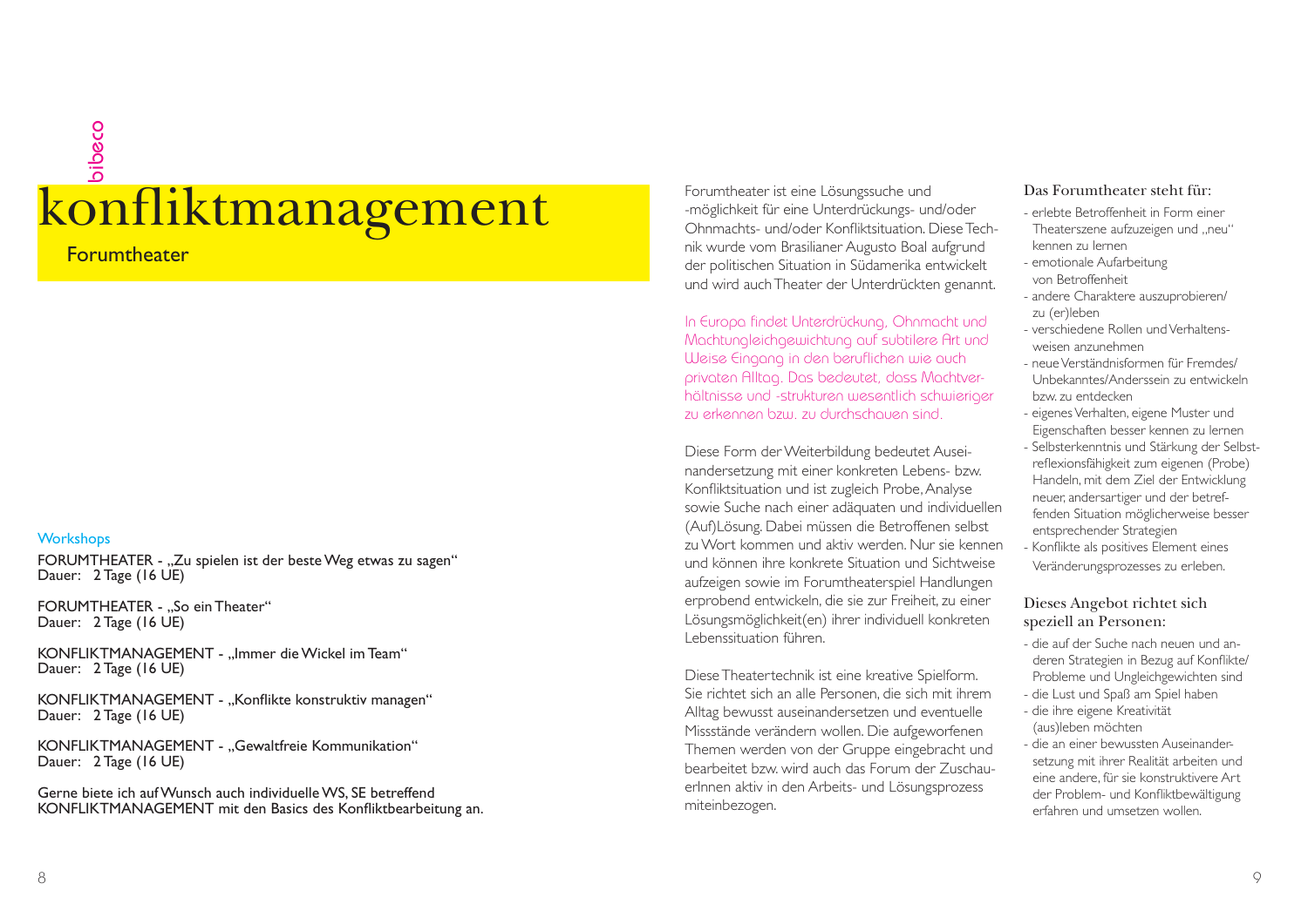bibeco

# konfliktmanagement

## Forumtheater

### Workshops

FORUMTHEATER - „Zu spielen ist der beste Weg etwas zu sagen"
Dauer: 2 Tage (16 UE)

FORUMTHEATER - „So ein Theater"
Dauer: 2 Tage (16 UE)

KONFLIKTMANAGEMENT - „Immer die Wickel im Team"
Dauer: 2 Tage (16 UE)

KONFLIKTMANAGEMENT - „Konflikte konstruktiv managen"
Dauer: 2 Tage (16 UE)

KONFLIKTMANAGEMENT - „Gewaltfreie Kommunikation"
Dauer: 2 Tage (16 UE)

Gerne biete ich auf Wunsch auch individuelle WS, SE betreffend KONFLIKTMANAGEMENT mit den Basics des Konfliktbearbeitung an.

Forumtheater ist eine Lösungssuche und -möglichkeit für eine Unterdrückungs- und/oder Ohnmachts- und/oder Konfliktsituation. Diese Technik wurde vom Brasilianer Augusto Boal aufgrund der politischen Situation in Südamerika entwickelt und wird auch Theater der Unterdrückten genannt.

*In Europa findet Unterdrückung, Ohnmacht und Machtungleichgewichtung auf subtilere Art und Weise Eingang in den beruflichen wie auch privaten Alltag. Das bedeutet, dass Machtverhältnisse und -strukturen wesentlich schwieriger zu erkennen bzw. zu durchschauen sind.*

Diese Form der Weiterbildung bedeutet Auseinandersetzung mit einer konkreten Lebens- bzw. Konfliktsituation und ist zugleich Probe, Analyse sowie Suche nach einer adäquaten und individuellen (Auf)Lösung. Dabei müssen die Betroffenen selbst zu Wort kommen und aktiv werden. Nur sie kennen und können ihre konkrete Situation und Sichtweise aufzeigen sowie im Forumtheaterspiel Handlungen erprobend entwickeln, die sie zur Freiheit, zu einer Lösungsmöglichkeit(en) ihrer individuell konkreten Lebenssituation führen.

Diese Theatertechnik ist eine kreative Spielform. Sie richtet sich an alle Personen, die sich mit ihrem Alltag bewusst auseinandersetzen und eventuelle Missstände verändern wollen. Die aufgeworfenen Themen werden von der Gruppe eingebracht und bearbeitet bzw. wird auch das Forum der ZuschauerInnen aktiv in den Arbeits- und Lösungsprozess miteinbezogen.

### Das Forumtheater steht für:

- erlebte Betroffenheit in Form einer Theaterszene aufzuzeigen und „neu" kennen zu lernen
- emotionale Aufarbeitung von Betroffenheit
- andere Charaktere auszuprobieren/ zu (er)leben
- verschiedene Rollen und Verhaltensweisen anzunehmen
- neue Verständnisformen für Fremdes/ Unbekanntes/Anderssein zu entwickeln bzw. zu entdecken
- eigenes Verhalten, eigene Muster und Eigenschaften besser kennen zu lernen
- Selbsterkenntnis und Stärkung der Selbstreflexionsfähigkeit zum eigenen (Probe) Handeln, mit dem Ziel der Entwicklung neuer, andersartiger und der betreffenden Situation möglicherweise besser entsprechender Strategien
- Konflikte als positives Element eines Veränderungsprozesses zu erleben.

### Dieses Angebot richtet sich speziell an Personen:

- die auf der Suche nach neuen und anderen Strategien in Bezug auf Konflikte/ Probleme und Ungleichgewichten sind
- die Lust und Spaß am Spiel haben
- die ihre eigene Kreativität (aus)leben möchten
- die an einer bewussten Auseinandersetzung mit ihrer Realität arbeiten und eine andere, für sie konstruktivere Art der Problem- und Konfliktbewältigung erfahren und umsetzen wollen.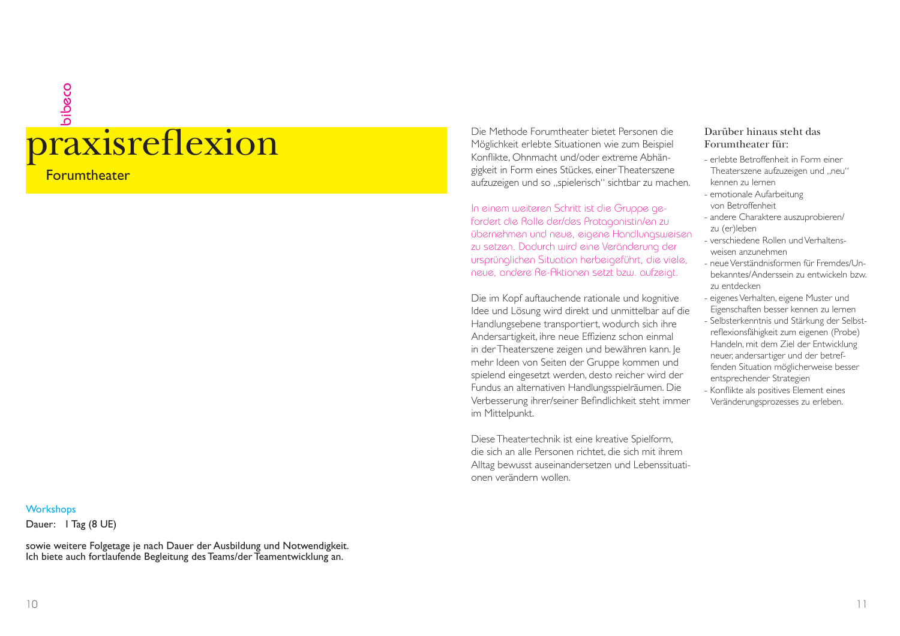bibeco

# praxisreflexion

## Forumtheater

Die Methode Forumtheater bietet Personen die Möglichkeit erlebte Situationen wie zum Beispiel Konflikte, Ohnmacht und/oder extreme Abhängigkeit in Form eines Stückes, einer Theaterszene aufzuzeigen und so „spielerisch" sichtbar zu machen.

In einem weiteren Schritt ist die Gruppe gefordert die Rolle der/des Protagonistin/en zu übernehmen und neue, eigene Handlungsweisen zu setzen. Dadurch wird eine Veränderung der ursprünglichen Situation herbeigeführt, die viele, neue, andere Re-Aktionen setzt bzw. aufzeigt.

Die im Kopf auftauchende rationale und kognitive Idee und Lösung wird direkt und unmittelbar auf die Handlungsebene transportiert, wodurch sich ihre Andersartigkeit, ihre neue Effizienz schon einmal in der Theaterszene zeigen und bewähren kann. Je mehr Ideen von Seiten der Gruppe kommen und spielend eingesetzt werden, desto reicher wird der Fundus an alternativen Handlungsspielräumen. Die Verbesserung ihrer/seiner Befindlichkeit steht immer im Mittelpunkt.

Diese Theatertechnik ist eine kreative Spielform, die sich an alle Personen richtet, die sich mit ihrem Alltag bewusst auseinandersetzen und Lebenssituationen verändern wollen.

### Darüber hinaus steht das Forumtheater für:

- erlebte Betroffenheit in Form einer Theaterszene aufzuzeigen und „neu" kennen zu lernen
- emotionale Aufarbeitung von Betroffenheit
- andere Charaktere auszuprobieren/ zu (er)leben
- verschiedene Rollen und Verhaltensweisen anzunehmen
- neue Verständnisformen für Fremdes/Unbekanntes/Anderssein zu entwickeln bzw. zu entdecken
- eigenes Verhalten, eigene Muster und Eigenschaften besser kennen zu lernen
- Selbsterkenntnis und Stärkung der Selbstreflexionsfähigkeit zum eigenen (Probe) Handeln, mit dem Ziel der Entwicklung neuer, andersartiger und der betreffenden Situation möglicherweise besser entsprechender Strategien
- Konflikte als positives Element eines Veränderungsprozesses zu erleben.

**Workshops**

Dauer: 1 Tag (8 UE)

sowie weitere Folgetage je nach Dauer der Ausbildung und Notwendigkeit.
Ich biete auch fortlaufende Begleitung des Teams/der Teamentwicklung an.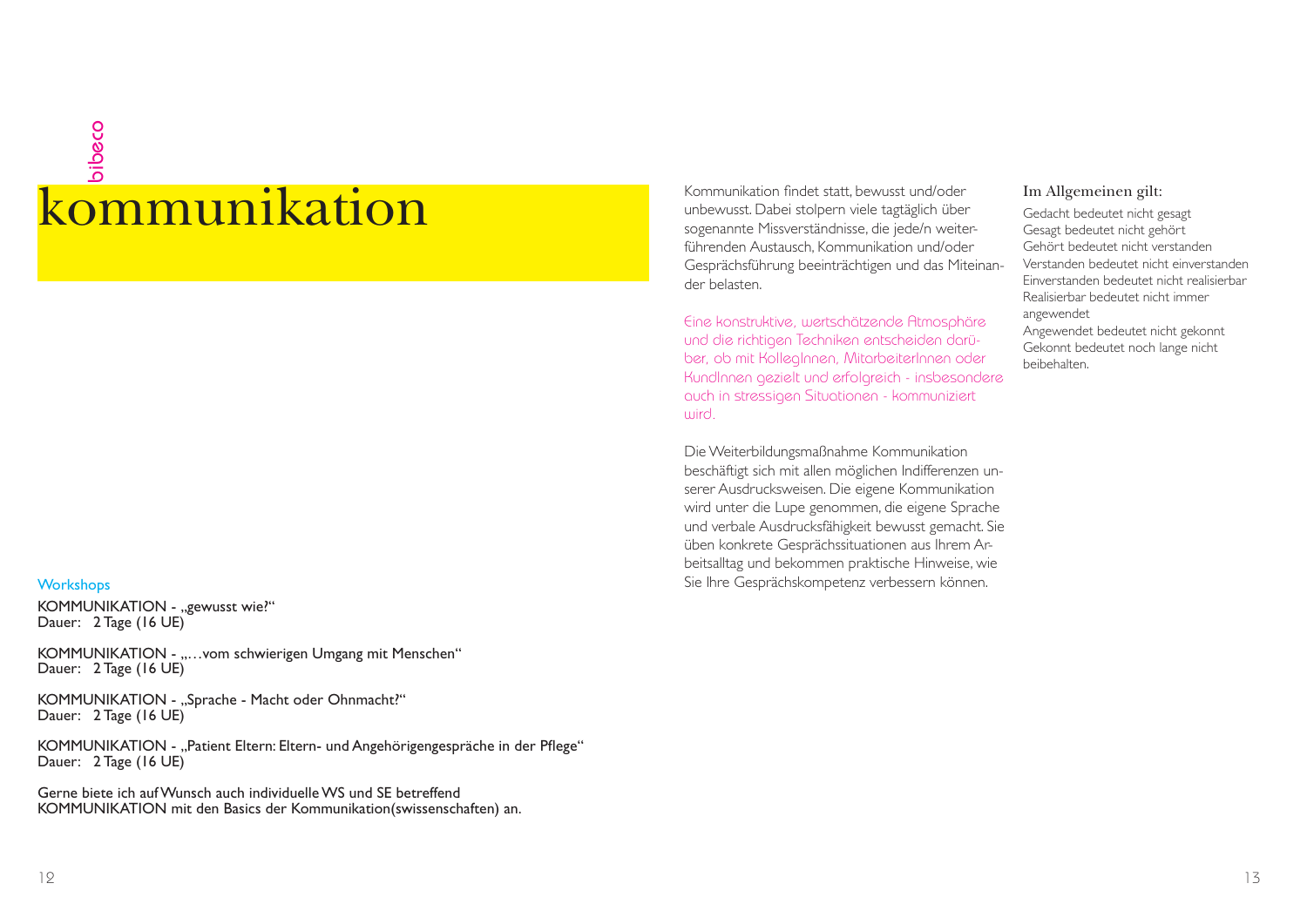bibeco

# kommunikation

Kommunikation findet statt, bewusst und/oder unbewusst. Dabei stolpern viele tagtäglich über sogenannte Missverständnisse, die jede/n weiterführenden Austausch, Kommunikation und/oder Gesprächsführung beeinträchtigen und das Miteinander belasten.

Eine konstruktive, wertschätzende Atmosphäre und die richtigen Techniken entscheiden darüber, ob mit KollegInnen, MitarbeiterInnen oder KundInnen gezielt und erfolgreich - insbesondere auch in stressigen Situationen - kommuniziert wird.

Die Weiterbildungsmaßnahme Kommunikation beschäftigt sich mit allen möglichen Indifferenzen unserer Ausdrucksweisen. Die eigene Kommunikation wird unter die Lupe genommen, die eigene Sprache und verbale Ausdrucksfähigkeit bewusst gemacht. Sie üben konkrete Gesprächssituationen aus Ihrem Arbeitsalltag und bekommen praktische Hinweise, wie Sie Ihre Gesprächskompetenz verbessern können.

### Im Allgemeinen gilt:

Gedacht bedeutet nicht gesagt
Gesagt bedeutet nicht gehört
Gehört bedeutet nicht verstanden
Verstanden bedeutet nicht einverstanden
Einverstanden bedeutet nicht realisierbar
Realisierbar bedeutet nicht immer angewendet
Angewendet bedeutet nicht gekonnt
Gekonnt bedeutet noch lange nicht beibehalten.

### Workshops

KOMMUNIKATION - „gewusst wie?“
Dauer: 2 Tage (16 UE)

KOMMUNIKATION - „…vom schwierigen Umgang mit Menschen“
Dauer: 2 Tage (16 UE)

KOMMUNIKATION - „Sprache - Macht oder Ohnmacht?“
Dauer: 2 Tage (16 UE)

KOMMUNIKATION - „Patient Eltern: Eltern- und Angehörigengespräche in der Pflege“
Dauer: 2 Tage (16 UE)

Gerne biete ich auf Wunsch auch individuelle WS und SE betreffend KOMMUNIKATION mit den Basics der Kommunikation(swissenschaften) an.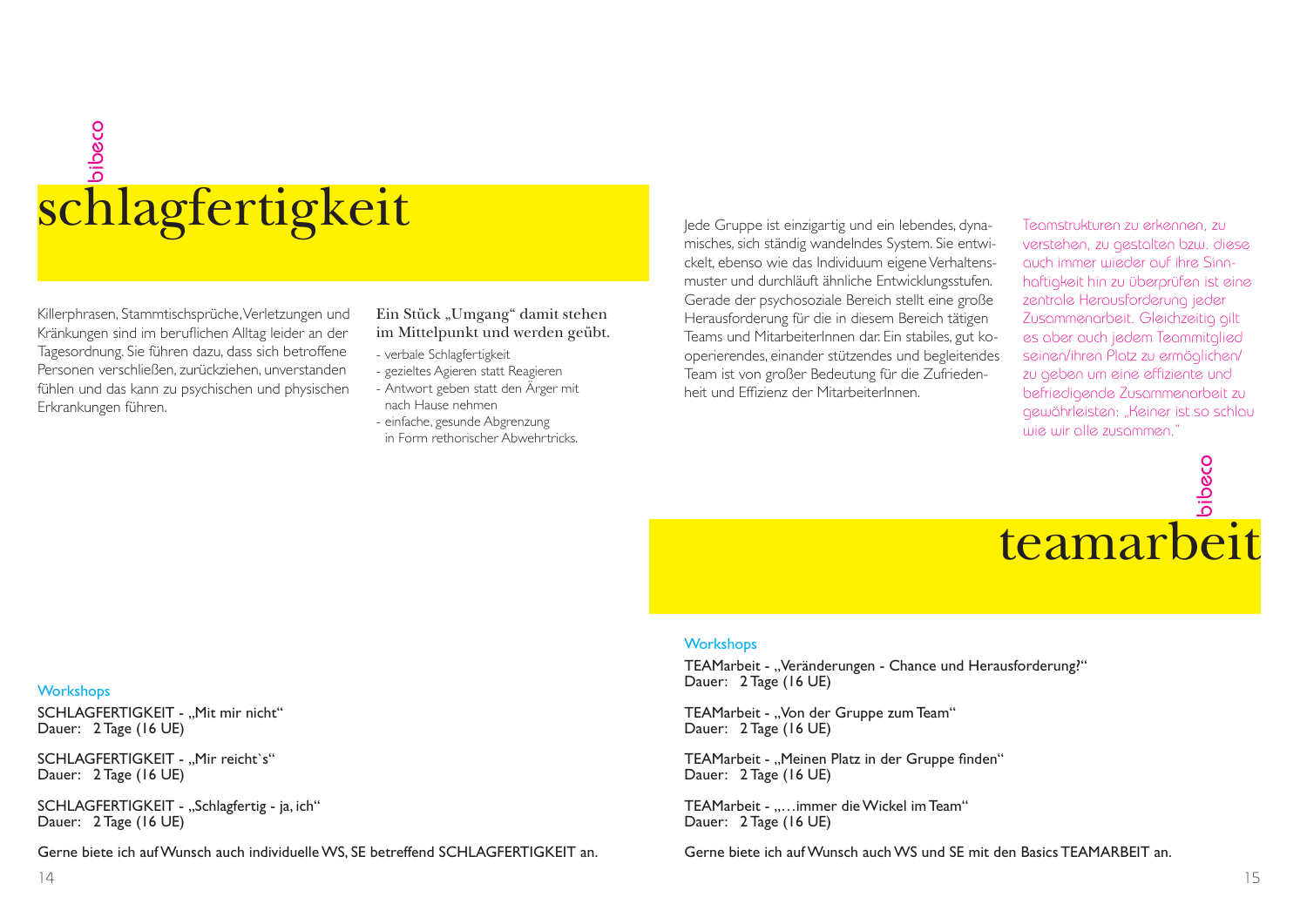# schlagfertigkeit

bibeco

Killerphrasen, Stammtischsprüche, Verletzungen und Kränkungen sind im beruflichen Alltag leider an der Tagesordnung. Sie führen dazu, dass sich betroffene Personen verschließen, zurückziehen, unverstanden fühlen und das kann zu psychischen und physischen Erkrankungen führen.

**Ein Stück „Umgang" damit stehen im Mittelpunkt und werden geübt.**

- verbale Schlagfertigkeit
- gezieltes Agieren statt Reagieren
- Antwort geben statt den Ärger mit nach Hause nehmen
- einfache, gesunde Abgrenzung in Form rethorischer Abwehrtricks.

### Workshops

SCHLAGFERTIGKEIT - „Mit mir nicht"
Dauer: 2 Tage (16 UE)

SCHLAGFERTIGKEIT - „Mir reicht`s"
Dauer: 2 Tage (16 UE)

SCHLAGFERTIGKEIT - „Schlagfertig - ja, ich"
Dauer: 2 Tage (16 UE)

Gerne biete ich auf Wunsch auch individuelle WS, SE betreffend SCHLAGFERTIGKEIT an.

# teamarbeit

bibeco

Jede Gruppe ist einzigartig und ein lebendes, dynamisches, sich ständig wandelndes System. Sie entwickelt, ebenso wie das Individuum eigene Verhaltensmuster und durchläuft ähnliche Entwicklungsstufen. Gerade der psychosoziale Bereich stellt eine große Herausforderung für die in diesem Bereich tätigen Teams und MitarbeiterInnen dar. Ein stabiles, gut kooperierendes, einander stützendes und begleitendes Team ist von großer Bedeutung für die Zufriedenheit und Effizienz der MitarbeiterInnen.

Teamstrukturen zu erkennen, zu verstehen, zu gestalten bzw. diese auch immer wieder auf ihre Sinnhaftigkeit hin zu überprüfen ist eine zentrale Herausforderung jeder Zusammenarbeit. Gleichzeitig gilt es aber auch jedem Teammitglied seinen/ihren Platz zu ermöglichen/zu geben um eine effiziente und befriedigende Zusammenarbeit zu gewährleisten: „Keiner ist so schlau wie wir alle zusammen."

### Workshops

TEAMarbeit - „Veränderungen - Chance und Herausforderung?"
Dauer: 2 Tage (16 UE)

TEAMarbeit - „Von der Gruppe zum Team"
Dauer: 2 Tage (16 UE)

TEAMarbeit - „Meinen Platz in der Gruppe finden"
Dauer: 2 Tage (16 UE)

TEAMarbeit - „…immer die Wickel im Team"
Dauer: 2 Tage (16 UE)

Gerne biete ich auf Wunsch auch WS und SE mit den Basics TEAMARBEIT an.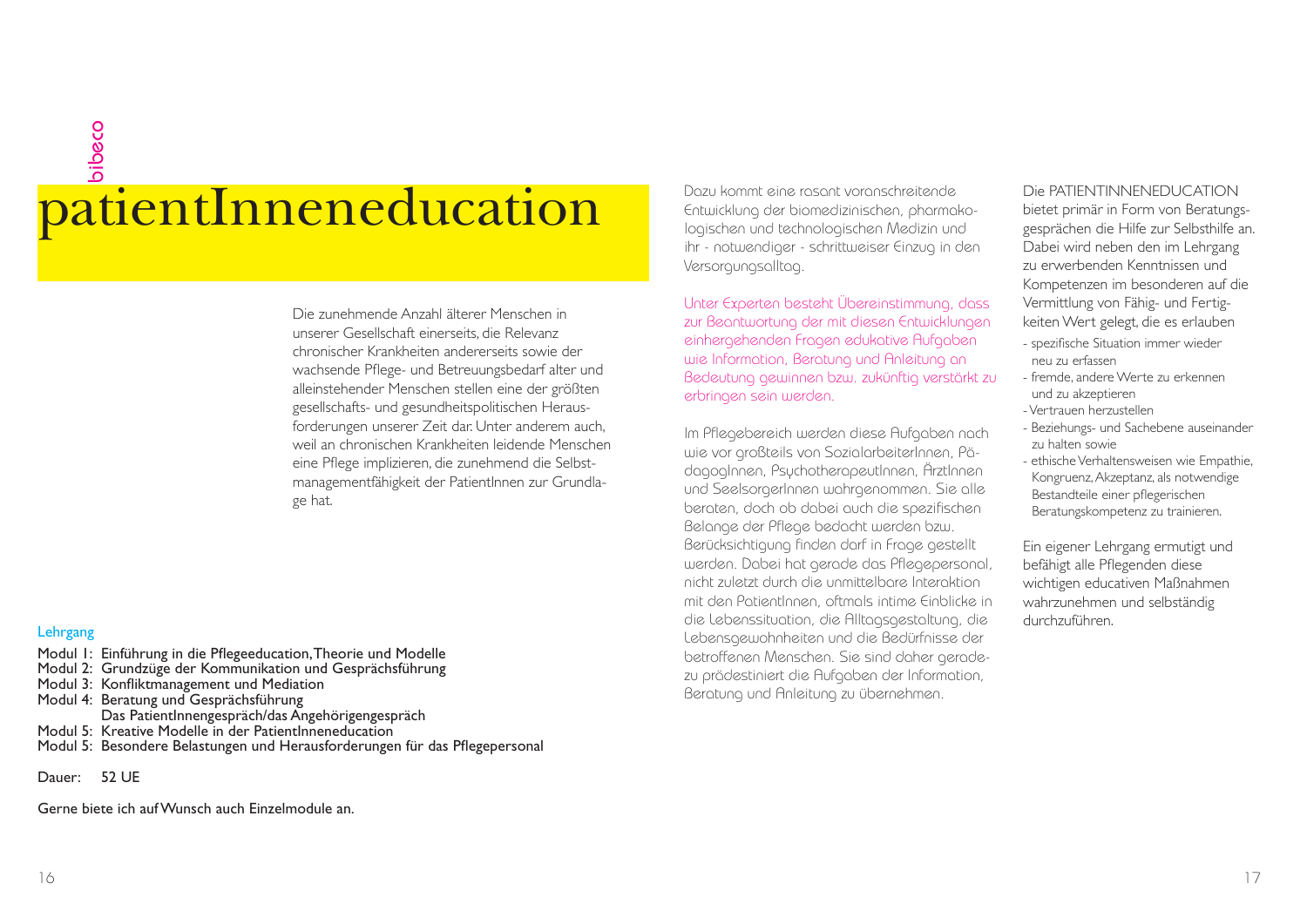bibeco

# patientInneneducation

Die zunehmende Anzahl älterer Menschen in unserer Gesellschaft einerseits, die Relevanz chronischer Krankheiten andererseits sowie der wachsende Pflege- und Betreuungsbedarf alter und alleinstehender Menschen stellen eine der größten gesellschafts- und gesundheitspolitischen Herausforderungen unserer Zeit dar. Unter anderem auch, weil an chronischen Krankheiten leidende Menschen eine Pflege implizieren, die zunehmend die Selbstmanagementfähigkeit der PatientInnen zur Grundlage hat.

**Lehrgang**

Modul 1: Einführung in die Pflegeeducation, Theorie und Modelle
Modul 2: Grundzüge der Kommunikation und Gesprächsführung
Modul 3: Konfliktmanagement und Mediation
Modul 4: Beratung und Gesprächsführung
Das PatientInnengespräch/das Angehörigengespräch
Modul 5: Kreative Modelle in der PatientInneneducation
Modul 5: Besondere Belastungen und Herausforderungen für das Pflegepersonal

Dauer: 52 UE

Gerne biete ich auf Wunsch auch Einzelmodule an.

Dazu kommt eine rasant voranschreitende Entwicklung der biomedizinischen, pharmakologischen und technologischen Medizin und ihr - notwendiger - schrittweiser Einzug in den Versorgungsalltag.

Unter Experten besteht Übereinstimmung, dass zur Beantwortung der mit diesen Entwicklungen einhergehenden Fragen edukative Aufgaben wie Information, Beratung und Anleitung an Bedeutung gewinnen bzw. zukünftig verstärkt zu erbringen sein werden.

Im Pflegebereich werden diese Aufgaben nach wie vor großteils von SozialarbeiterInnen, PädagogInnen, PsychotherapeutInnen, ÄrztInnen und SeelsorgerInnen wahrgenommen. Sie alle beraten, doch ob dabei auch die spezifischen Belange der Pflege bedacht werden bzw. Berücksichtigung finden darf in Frage gestellt werden. Dabei hat gerade das Pflegepersonal, nicht zuletzt durch die unmittelbare Interaktion mit den PatientInnen, oftmals intime Einblicke in die Lebenssituation, die Alltagsgestaltung, die Lebensgewohnheiten und die Bedürfnisse der betroffenen Menschen. Sie sind daher geradezu prädestiniert die Aufgaben der Information, Beratung und Anleitung zu übernehmen.

Die PATIENTINNENEDUCATION bietet primär in Form von Beratungsgesprächen die Hilfe zur Selbsthilfe an. Dabei wird neben den im Lehrgang zu erwerbenden Kenntnissen und Kompetenzen im besonderen auf die Vermittlung von Fähig- und Fertigkeiten Wert gelegt, die es erlauben

- spezifische Situation immer wieder neu zu erfassen
- fremde, andere Werte zu erkennen und zu akzeptieren
- Vertrauen herzustellen
- Beziehungs- und Sachebene auseinander zu halten sowie
- ethische Verhaltensweisen wie Empathie, Kongruenz, Akzeptanz, als notwendige Bestandteile einer pflegerischen Beratungskompetenz zu trainieren.

Ein eigener Lehrgang ermutigt und befähigt alle Pflegenden diese wichtigen educativen Maßnahmen wahrzunehmen und selbständig durchzuführen.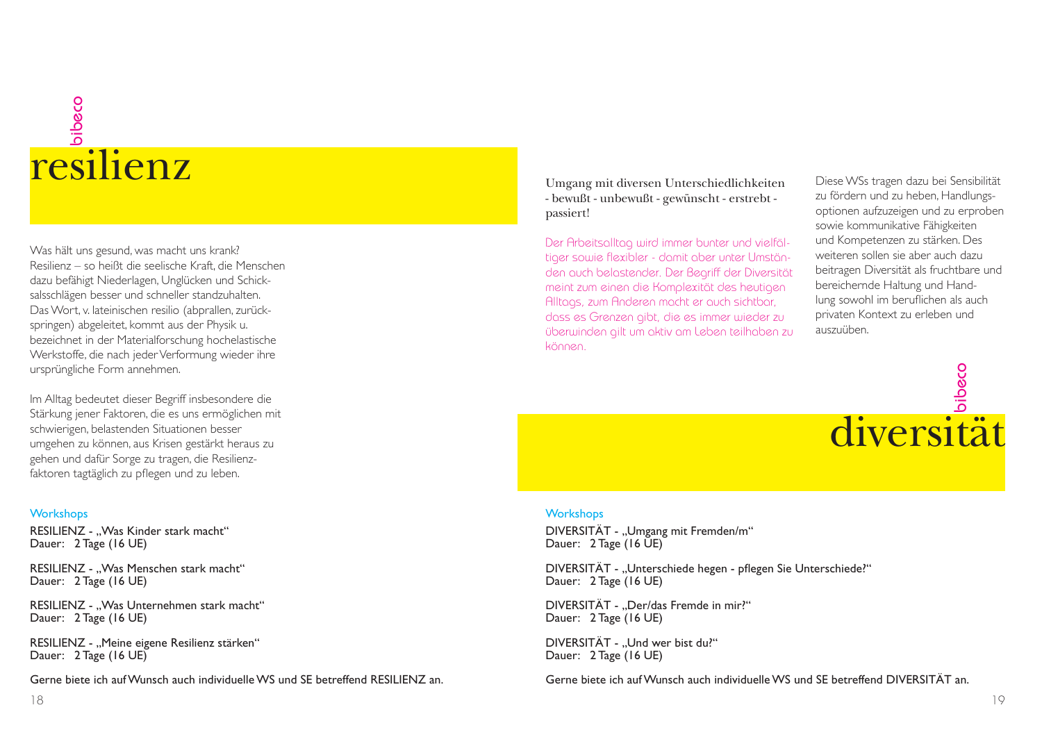bibeco

# resilienz

Was hält uns gesund, was macht uns krank? Resilienz – so heißt die seelische Kraft, die Menschen dazu befähigt Niederlagen, Unglücken und Schicksalsschlägen besser und schneller standzuhalten. Das Wort, v. lateinischen resilio (abprallen, zurückspringen) abgeleitet, kommt aus der Physik u. bezeichnet in der Materialforschung hochelastische Werkstoffe, die nach jeder Verformung wieder ihre ursprüngliche Form annehmen.

Im Alltag bedeutet dieser Begriff insbesondere die Stärkung jener Faktoren, die es uns ermöglichen mit schwierigen, belastenden Situationen besser umgehen zu können, aus Krisen gestärkt heraus zu gehen und dafür Sorge zu tragen, die Resilienzfaktoren tagtäglich zu pflegen und zu leben.

### Workshops

RESILIENZ - „Was Kinder stark macht“
Dauer: 2 Tage (16 UE)

RESILIENZ - „Was Menschen stark macht“
Dauer: 2 Tage (16 UE)

RESILIENZ - „Was Unternehmen stark macht“
Dauer: 2 Tage (16 UE)

RESILIENZ - „Meine eigene Resilienz stärken“
Dauer: 2 Tage (16 UE)

Gerne biete ich auf Wunsch auch individuelle WS und SE betreffend RESILIENZ an.

Umgang mit diversen Unterschiedlichkeiten - bewußt - unbewußt - gewünscht - erstrebt - passiert!

Der Arbeitsalltag wird immer bunter und vielfältiger sowie flexibler - damit aber unter Umständen auch belastender. Der Begriff der Diversität meint zum einen die Komplexität des heutigen Alltags, zum Anderen macht er auch sichtbar, dass es Grenzen gibt, die es immer wieder zu überwinden gilt um aktiv am Leben teilhaben zu können.

Diese WSs tragen dazu bei Sensibilität zu fördern und zu heben, Handlungsoptionen aufzuzeigen und zu erproben sowie kommunikative Fähigkeiten und Kompetenzen zu stärken. Des weiteren sollen sie aber auch dazu beitragen Diversität als fruchtbare und bereichernde Haltung und Handlung sowohl im beruflichen als auch privaten Kontext zu erleben und auszuüben.

bibeco

# diversität

### Workshops

DIVERSITÄT - „Umgang mit Fremden/m“
Dauer: 2 Tage (16 UE)

DIVERSITÄT - „Unterschiede hegen - pflegen Sie Unterschiede?“
Dauer: 2 Tage (16 UE)

DIVERSITÄT - „Der/das Fremde in mir?“
Dauer: 2 Tage (16 UE)

DIVERSITÄT - „Und wer bist du?“
Dauer: 2 Tage (16 UE)

Gerne biete ich auf Wunsch auch individuelle WS und SE betreffend DIVERSITÄT an.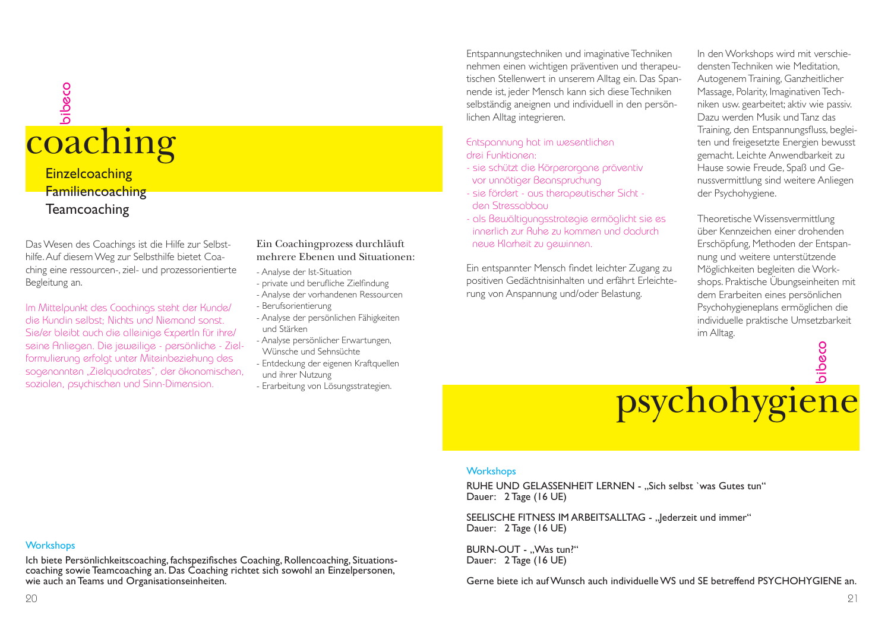bibeco

# coaching

**Einzelcoaching**
**Familiencoaching**
**Teamcoaching**

Das Wesen des Coachings ist die Hilfe zur Selbsthilfe. Auf diesem Weg zur Selbsthilfe bietet Coaching eine ressourcen-, ziel- und prozessorientierte Begleitung an.

Im Mittelpunkt des Coachings steht der Kunde/die Kundin selbst; Nichts und Niemand sonst. Sie/er bleibt auch die alleinige ExpertIn für ihre/seine Anliegen. Die jeweilige - persönliche - Zielformulierung erfolgt unter Miteinbeziehung des sogenannten „Zielquadrates", der ökonomischen, sozialen, psychischen und Sinn-Dimension.

**Ein Coachingprozess durchläuft mehrere Ebenen und Situationen:**

- Analyse der Ist-Situation
- private und berufliche Zielfindung
- Analyse der vorhandenen Ressourcen
- Berufsorientierung
- Analyse der persönlichen Fähigkeiten und Stärken
- Analyse persönlicher Erwartungen, Wünsche und Sehnsüchte
- Entdeckung der eigenen Kraftquellen und ihrer Nutzung
- Erarbeitung von Lösungsstrategien.

### Workshops

Ich biete Persönlichkeitscoaching, fachspezifisches Coaching, Rollencoaching, Situationscoaching sowie Teamcoaching an. Das Coaching richtet sich sowohl an Einzelpersonen, wie auch an Teams und Organisationseinheiten.

Entspannungstechniken und imaginative Techniken nehmen einen wichtigen präventiven und therapeutischen Stellenwert in unserem Alltag ein. Das Spannende ist, jeder Mensch kann sich diese Techniken selbständig aneignen und individuell in den persönlichen Alltag integrieren.

Entspannung hat im wesentlichen drei Funktionen:

- sie schützt die Körperorgane präventiv vor unnötiger Beanspruchung
- sie fördert - aus therapeutischer Sicht - den Stressabbau
- als Bewältigungsstrategie ermöglicht sie es innerlich zur Ruhe zu kommen und dadurch neue Klarheit zu gewinnen.

Ein entspannter Mensch findet leichter Zugang zu positiven Gedächtnisinhalten und erfährt Erleichterung von Anspannung und/oder Belastung.

In den Workshops wird mit verschiedensten Techniken wie Meditation, Autogenem Training, Ganzheitlicher Massage, Polarity, Imaginativen Techniken usw. gearbeitet; aktiv wie passiv. Dazu werden Musik und Tanz das Training, den Entspannungsfluss, begleiten und freigesetzte Energien bewusst gemacht. Leichte Anwendbarkeit zu Hause sowie Freude, Spaß und Genussvermittlung sind weitere Anliegen der Psychohygiene.

Theoretische Wissensvermittlung über Kennzeichen einer drohenden Erschöpfung, Methoden der Entspannung und weitere unterstützende Möglichkeiten begleiten die Workshops. Praktische Übungseinheiten mit dem Erarbeiten eines persönlichen Psychohygieneplans ermöglichen die individuelle praktische Umsetzbarkeit im Alltag.

bibeco

# psychohygiene

### Workshops

RUHE UND GELASSENHEIT LERNEN - „Sich selbst `was Gutes tun"
Dauer: 2 Tage (16 UE)

SEELISCHE FITNESS IM ARBEITSALLTAG - „Jederzeit und immer"
Dauer: 2 Tage (16 UE)

BURN-OUT - „Was tun?"
Dauer: 2 Tage (16 UE)

Gerne biete ich auf Wunsch auch individuelle WS und SE betreffend PSYCHOHYGIENE an.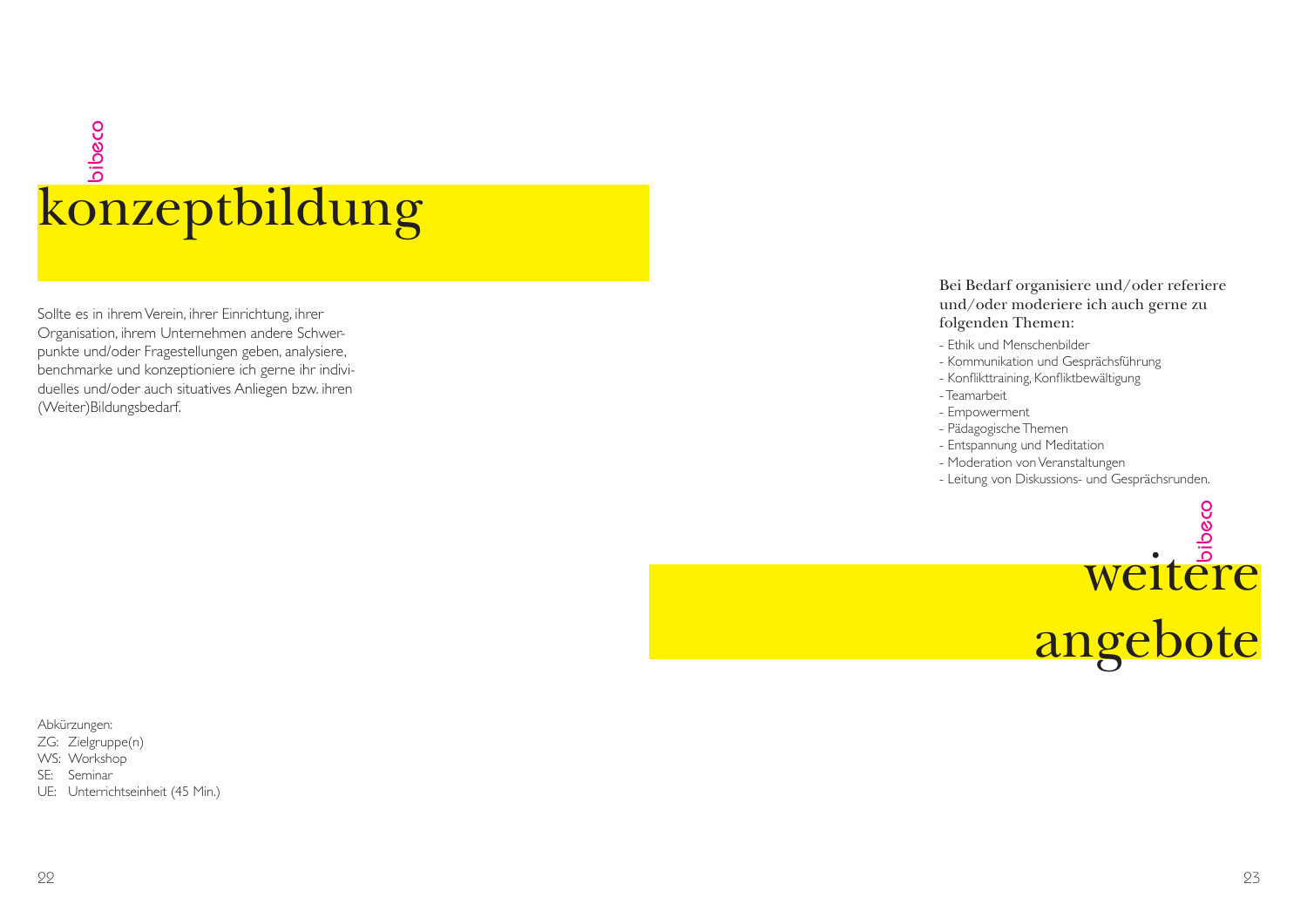bibeco

# konzeptbildung

Sollte es in ihrem Verein, ihrer Einrichtung, ihrer Organisation, ihrem Unternehmen andere Schwerpunkte und/oder Fragestellungen geben, analysiere, benchmarke und konzeptioniere ich gerne ihr individuelles und/oder auch situatives Anliegen bzw. ihren (Weiter)Bildungsbedarf.

Abkürzungen:
ZG: Zielgruppe(n)
WS: Workshop
SE: Seminar
UE: Unterrichtseinheit (45 Min.)

Bei Bedarf organisiere und/oder referiere und/oder moderiere ich auch gerne zu folgenden Themen:

- Ethik und Menschenbilder
- Kommunikation und Gesprächsführung
- Konflikttraining, Konfliktbewältigung
- Teamarbeit
- Empowerment
- Pädagogische Themen
- Entspannung und Meditation
- Moderation von Veranstaltungen
- Leitung von Diskussions- und Gesprächsrunden.

bibeco

# weitere angebote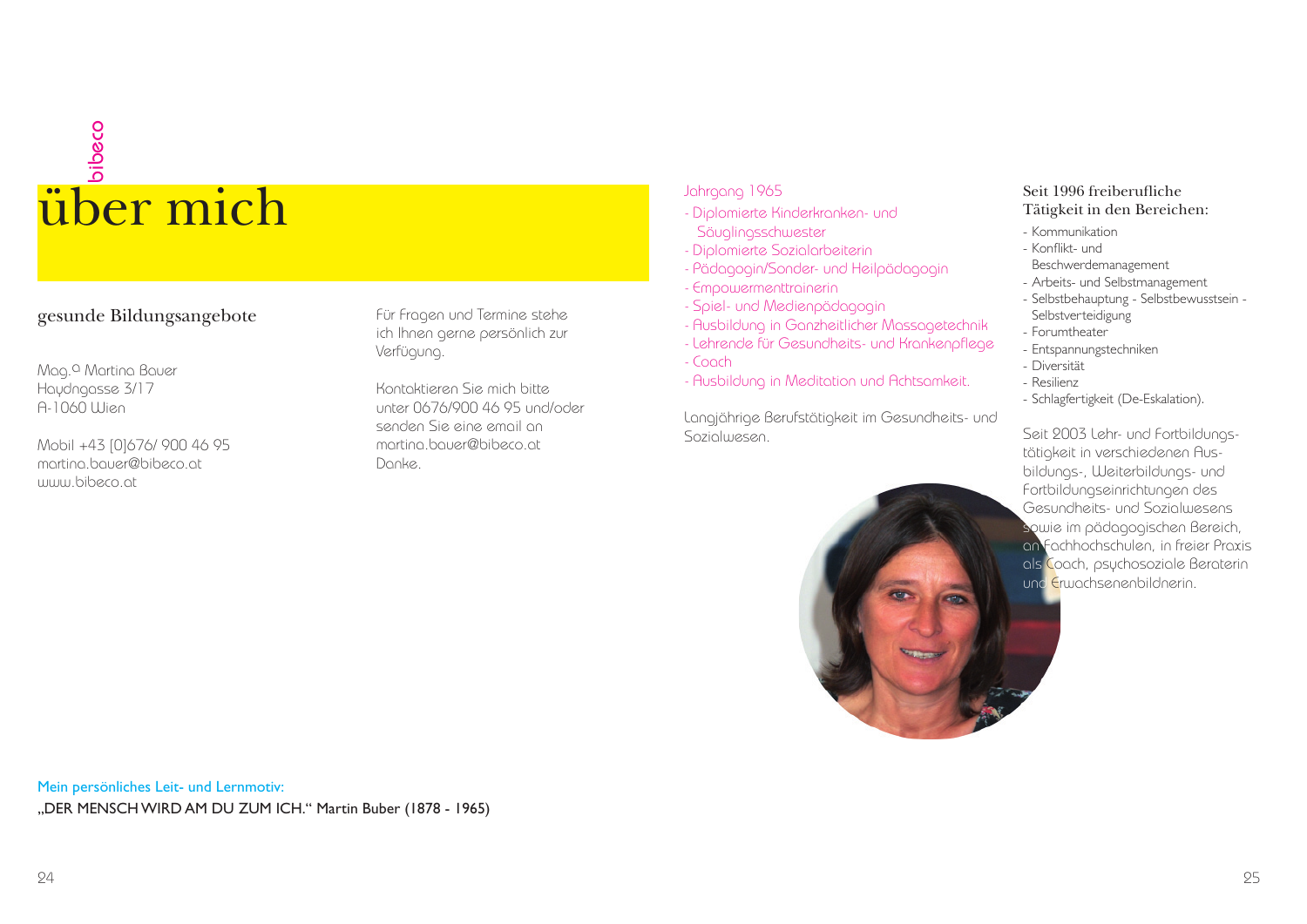bibeco

# über mich

## gesunde Bildungsangebote

Mag.ª Martina Bauer
Haydngasse 3/17
A-1060 Wien

Mobil +43 [0]676/ 900 46 95
martina.bauer@bibeco.at
www.bibeco.at

Für Fragen und Termine stehe ich Ihnen gerne persönlich zur Verfügung.

Kontaktieren Sie mich bitte unter 0676/900 46 95 und/oder senden Sie eine email an martina.bauer@bibeco.at
Danke.

Jahrgang 1965

- Diplomierte Kinderkranken- und Säuglingsschwester
- Diplomierte Sozialarbeiterin
- Pädagogin/Sonder- und Heilpädagogin
- Empowermenttrainerin
- Spiel- und Medienpädagogin
- Ausbildung in Ganzheitlicher Massagetechnik
- Lehrende für Gesundheits- und Krankenpflege
- Coach
- Ausbildung in Meditation und Achtsamkeit.

Langjährige Berufstätigkeit im Gesundheits- und Sozialwesen.

Seit 1996 freiberufliche Tätigkeit in den Bereichen:

- Kommunikation
- Konflikt- und Beschwerdemanagement
- Arbeits- und Selbstmanagement
- Selbstbehauptung - Selbstbewusstsein - Selbstverteidigung
- Forumtheater
- Entspannungstechniken
- Diversität
- Resilienz
- Schlagfertigkeit (De-Eskalation).

Seit 2003 Lehr- und Fortbildungstätigkeit in verschiedenen Ausbildungs-, Weiterbildungs- und Fortbildungseinrichtungen des Gesundheits- und Sozialwesens sowie im pädagogischen Bereich, an Fachhochschulen, in freier Praxis als Coach, psychosoziale Beraterin und Erwachsenenbildnerin.

Mein persönliches Leit- und Lernmotiv:
„DER MENSCH WIRD AM DU ZUM ICH." Martin Buber (1878 - 1965)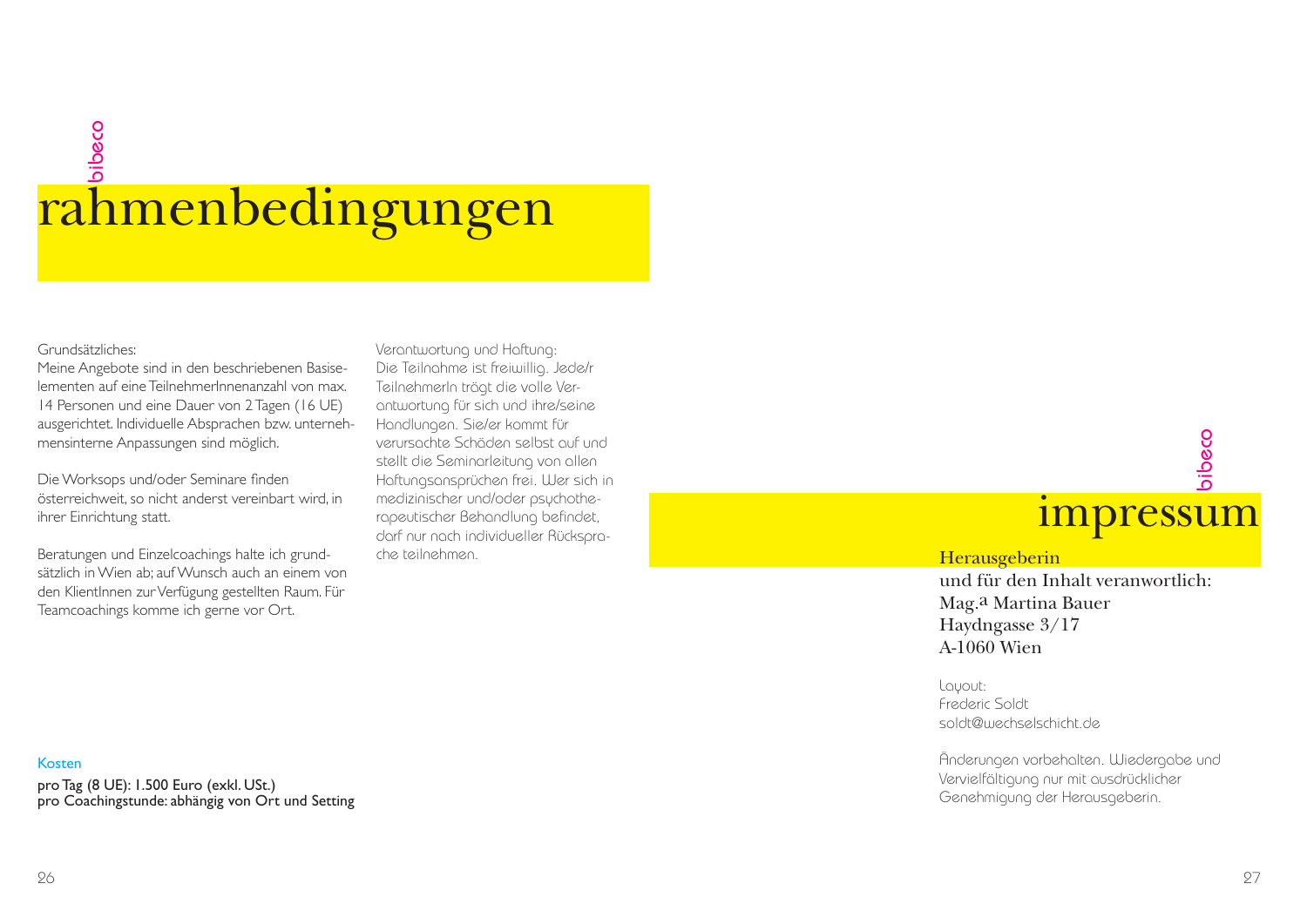bibeco

# rahmenbedingungen

Grundsätzliches:
Meine Angebote sind in den beschriebenen Basiselementen auf eine TeilnehmerInnenanzahl von max. 14 Personen und eine Dauer von 2 Tagen (16 UE) ausgerichtet. Individuelle Absprachen bzw. unternehmensinterne Anpassungen sind möglich.

Die Worksops und/oder Seminare finden österreichweit, so nicht anderst vereinbart wird, in ihrer Einrichtung statt.

Beratungen und Einzelcoachings halte ich grundsätzlich in Wien ab; auf Wunsch auch an einem von den KlientInnen zur Verfügung gestellten Raum. Für Teamcoachings komme ich gerne vor Ort.

Verantwortung und Haftung:
Die Teilnahme ist freiwillig. Jede/r TeilnehmerIn trägt die volle Verantwortung für sich und ihre/seine Handlungen. Sie/er kommt für verursachte Schäden selbst auf und stellt die Seminarleitung von allen Haftungsansprüchen frei. Wer sich in medizinischer und/oder psychotherapeutischer Behandlung befindet, darf nur nach individueller Rücksprache teilnehmen.

Kosten

**pro Tag (8 UE): 1.500 Euro (exkl. USt.)**
**pro Coachingstunde: abhängig von Ort und Setting**

bibeco

# impressum

Herausgeberin
und für den Inhalt veranwortlich:
Mag.a Martina Bauer
Haydngasse 3/17
A-1060 Wien

Layout:
Frederic Soldt
soldt@wechselschicht.de

Änderungen vorbehalten. Wiedergabe und Vervielfältigung nur mit ausdrücklicher Genehmigung der Herausgeberin.